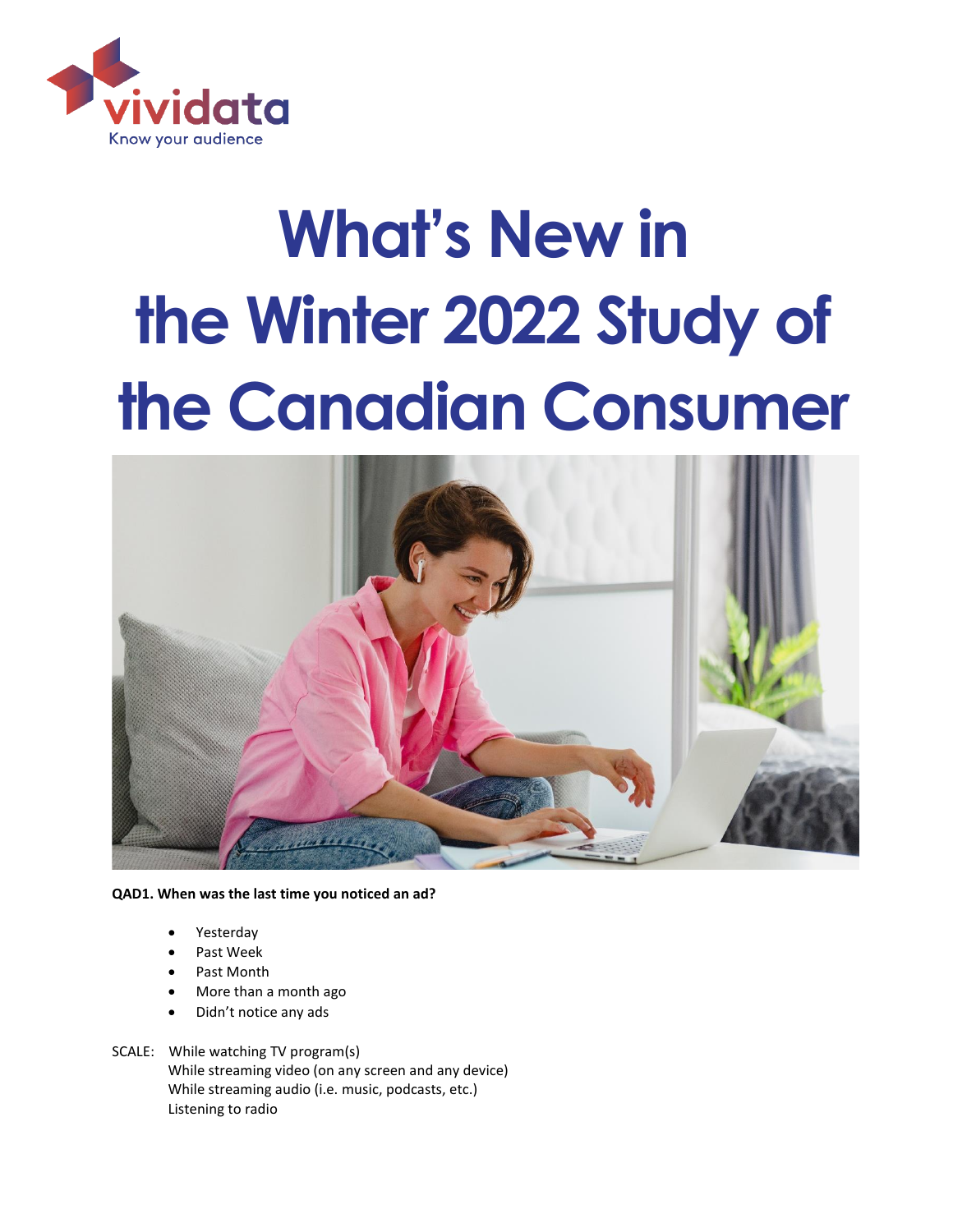vividata
Know your audience

# What's New in the Winter 2022 Study of the Canadian Consumer

**QAD1. When was the last time you noticed an ad?**

- Yesterday
- Past Week
- Past Month
- More than a month ago
- Didn't notice any ads

SCALE: While watching TV program(s)
While streaming video (on any screen and any device)
While streaming audio (i.e. music, podcasts, etc.)
Listening to radio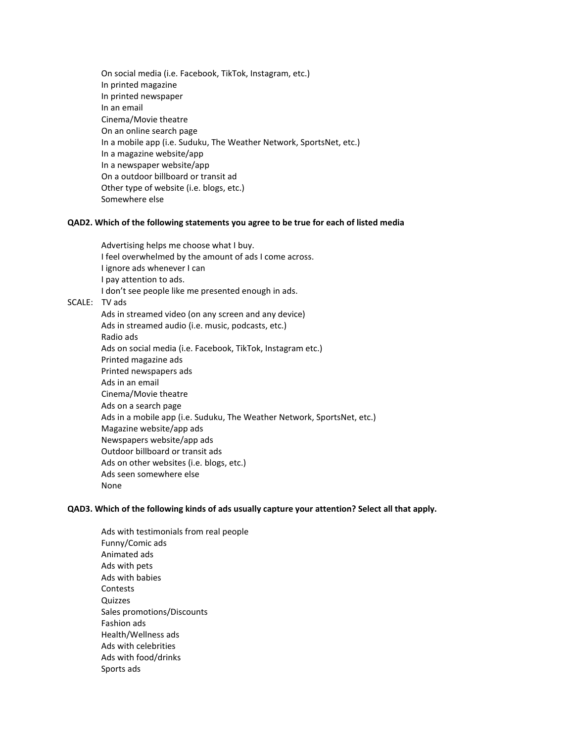On social media (i.e. Facebook, TikTok, Instagram, etc.)
In printed magazine
In printed newspaper
In an email
Cinema/Movie theatre
On an online search page
In a mobile app (i.e. Suduku, The Weather Network, SportsNet, etc.)
In a magazine website/app
In a newspaper website/app
On a outdoor billboard or transit ad
Other type of website (i.e. blogs, etc.)
Somewhere else

**QAD2. Which of the following statements you agree to be true for each of listed media**

Advertising helps me choose what I buy.
I feel overwhelmed by the amount of ads I come across.
I ignore ads whenever I can
I pay attention to ads.
I don't see people like me presented enough in ads.

SCALE: TV ads
Ads in streamed video (on any screen and any device)
Ads in streamed audio (i.e. music, podcasts, etc.)
Radio ads
Ads on social media (i.e. Facebook, TikTok, Instagram etc.)
Printed magazine ads
Printed newspapers ads
Ads in an email
Cinema/Movie theatre
Ads on a search page
Ads in a mobile app (i.e. Suduku, The Weather Network, SportsNet, etc.)
Magazine website/app ads
Newspapers website/app ads
Outdoor billboard or transit ads
Ads on other websites (i.e. blogs, etc.)
Ads seen somewhere else
None

**QAD3. Which of the following kinds of ads usually capture your attention? Select all that apply.**

Ads with testimonials from real people
Funny/Comic ads
Animated ads
Ads with pets
Ads with babies
Contests
Quizzes
Sales promotions/Discounts
Fashion ads
Health/Wellness ads
Ads with celebrities
Ads with food/drinks
Sports ads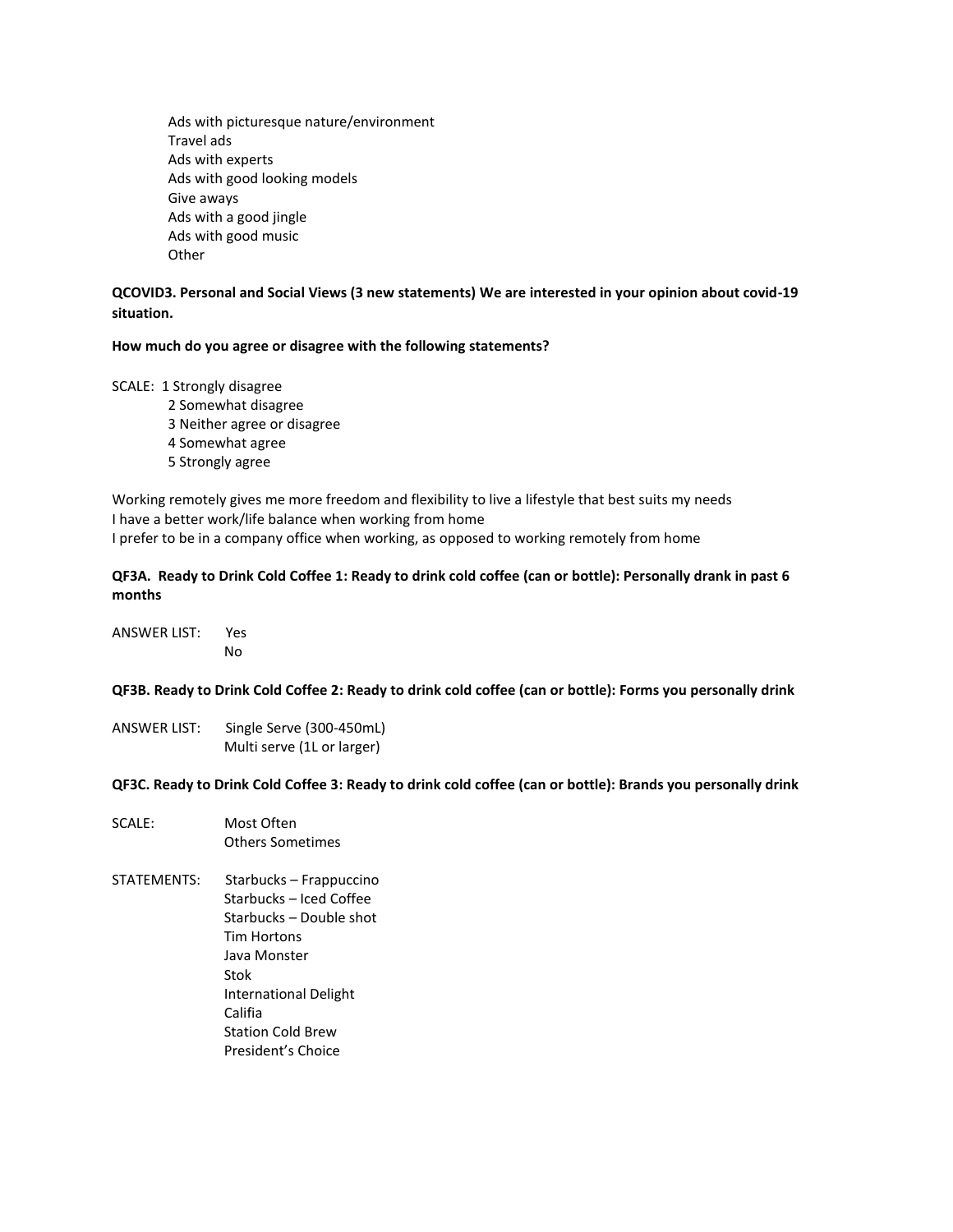Ads with picturesque nature/environment
Travel ads
Ads with experts
Ads with good looking models
Give aways
Ads with a good jingle
Ads with good music
Other

**QCOVID3. Personal and Social Views (3 new statements) We are interested in your opinion about covid-19 situation.**

**How much do you agree or disagree with the following statements?**

SCALE:
1 Strongly disagree
2 Somewhat disagree
3 Neither agree or disagree
4 Somewhat agree
5 Strongly agree

Working remotely gives me more freedom and flexibility to live a lifestyle that best suits my needs
I have a better work/life balance when working from home
I prefer to be in a company office when working, as opposed to working remotely from home

**QF3A. Ready to Drink Cold Coffee 1: Ready to drink cold coffee (can or bottle): Personally drank in past 6 months**

ANSWER LIST:
Yes
No

**QF3B. Ready to Drink Cold Coffee 2: Ready to drink cold coffee (can or bottle): Forms you personally drink**

ANSWER LIST:
Single Serve (300-450mL)
Multi serve (1L or larger)

**QF3C. Ready to Drink Cold Coffee 3: Ready to drink cold coffee (can or bottle): Brands you personally drink**

SCALE:
Most Often
Others Sometimes

STATEMENTS:
Starbucks – Frappuccino
Starbucks – Iced Coffee
Starbucks – Double shot
Tim Hortons
Java Monster
Stok
International Delight
Califia
Station Cold Brew
President's Choice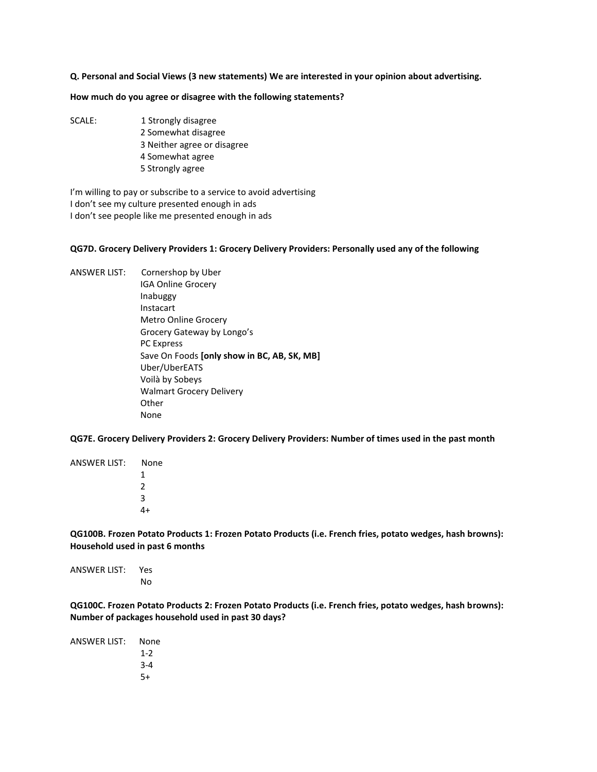**Q. Personal and Social Views (3 new statements) We are interested in your opinion about advertising.**

**How much do you agree or disagree with the following statements?**

SCALE:

1 Strongly disagree
2 Somewhat disagree
3 Neither agree or disagree
4 Somewhat agree
5 Strongly agree

I'm willing to pay or subscribe to a service to avoid advertising
I don't see my culture presented enough in ads
I don't see people like me presented enough in ads

**QG7D. Grocery Delivery Providers 1: Grocery Delivery Providers: Personally used any of the following**

ANSWER LIST:

Cornershop by Uber
IGA Online Grocery
Inabuggy
Instacart
Metro Online Grocery
Grocery Gateway by Longo's
PC Express
Save On Foods **[only show in BC, AB, SK, MB]**
Uber/UberEATS
Voilà by Sobeys
Walmart Grocery Delivery
Other
None

**QG7E. Grocery Delivery Providers 2: Grocery Delivery Providers: Number of times used in the past month**

ANSWER LIST:

None
1
2
3
4+

**QG100B. Frozen Potato Products 1: Frozen Potato Products (i.e. French fries, potato wedges, hash browns): Household used in past 6 months**

ANSWER LIST:

Yes
No

**QG100C. Frozen Potato Products 2: Frozen Potato Products (i.e. French fries, potato wedges, hash browns): Number of packages household used in past 30 days?**

ANSWER LIST:

None
1-2
3-4
5+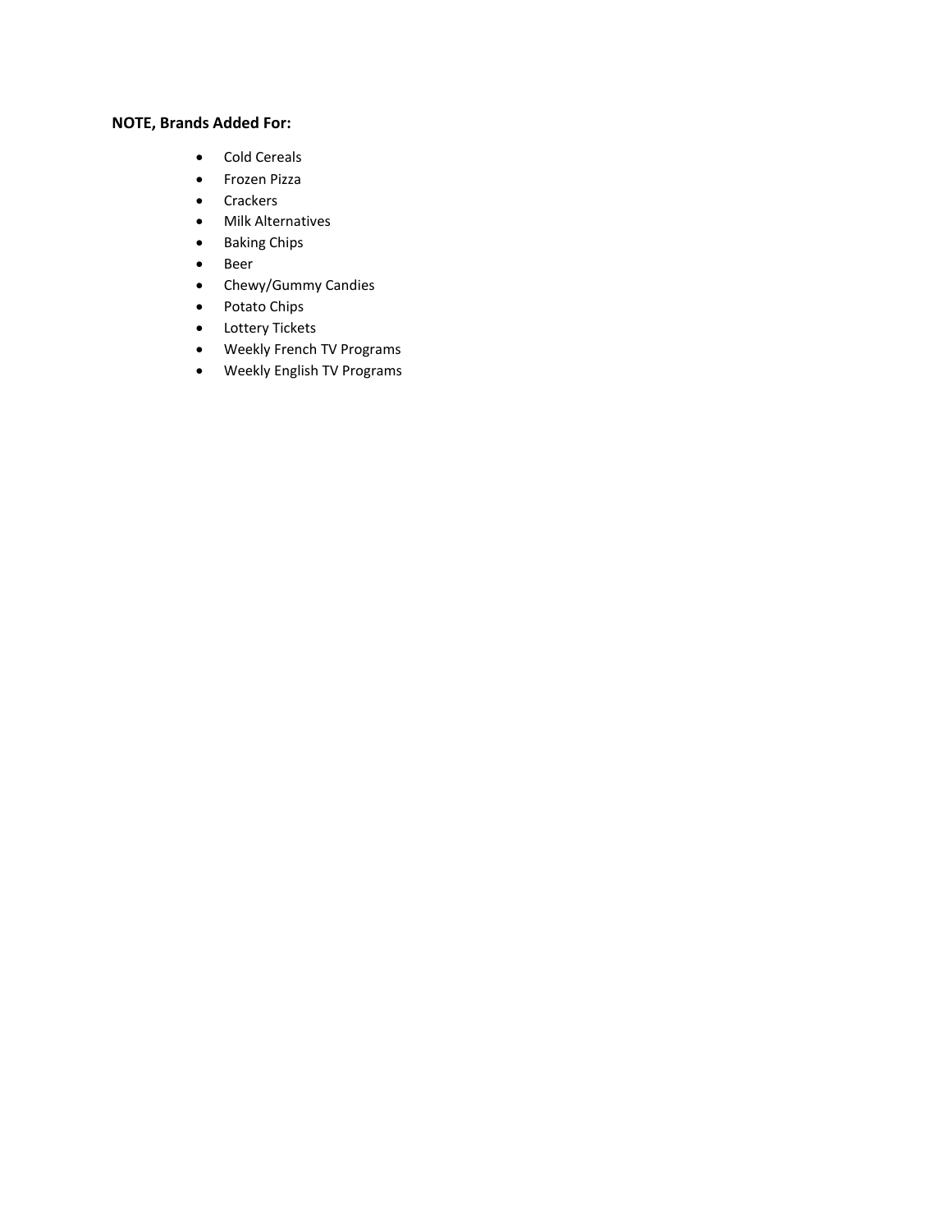**NOTE, Brands Added For:**

- Cold Cereals
- Frozen Pizza
- Crackers
- Milk Alternatives
- Baking Chips
- Beer
- Chewy/Gummy Candies
- Potato Chips
- Lottery Tickets
- Weekly French TV Programs
- Weekly English TV Programs